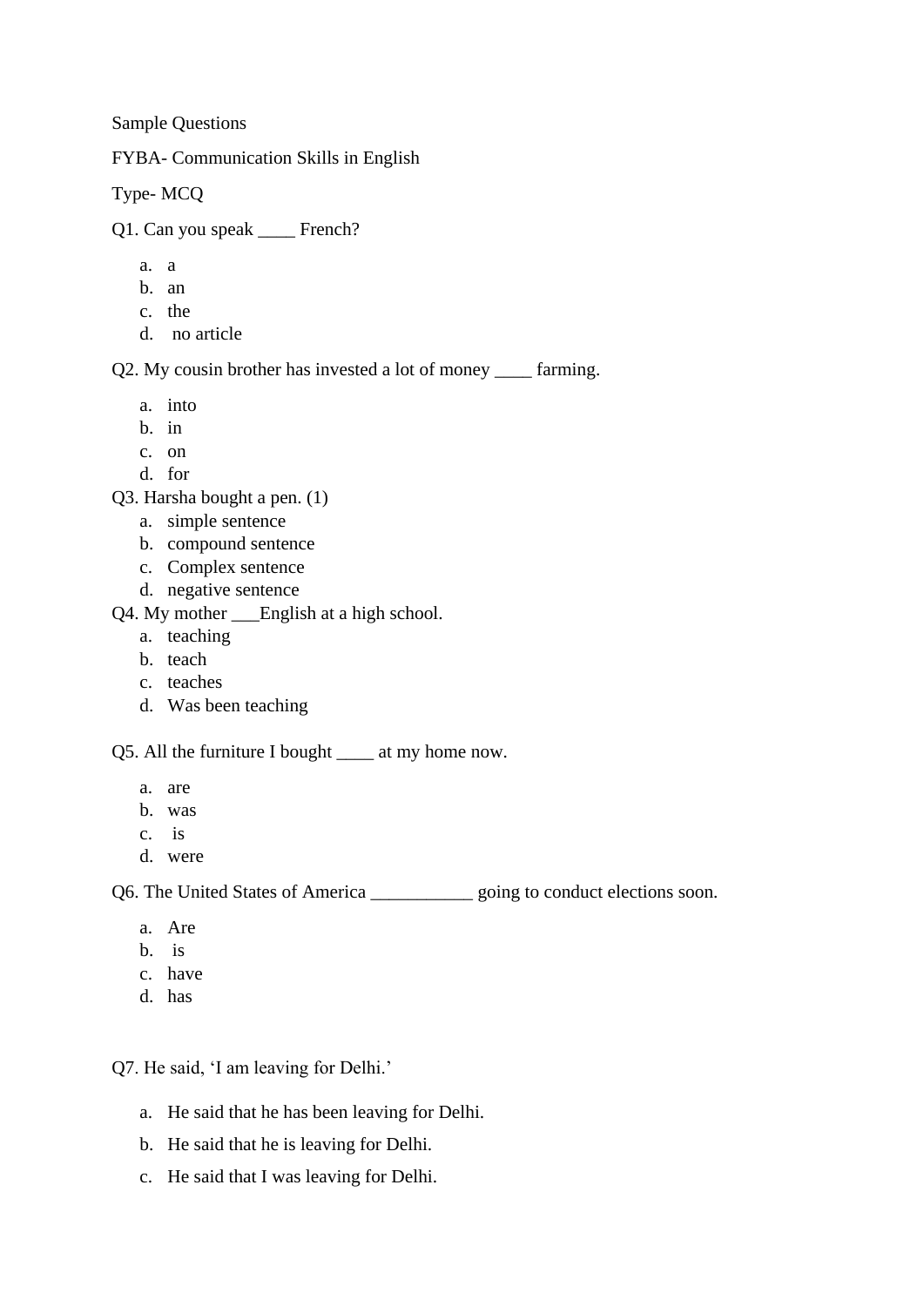Sample Questions

FYBA- Communication Skills in English

Type- MCQ

Q1. Can you speak ____ French?

a. a
b. an
c. the
d. no article

Q2. My cousin brother has invested a lot of money ____ farming.

a. into
b. in
c. on
d. for

Q3. Harsha bought a pen. (1)

a. simple sentence
b. compound sentence
c. Complex sentence
d. negative sentence

Q4. My mother ___English at a high school.

a. teaching
b. teach
c. teaches
d. Was been teaching

Q5. All the furniture I bought ____ at my home now.

a. are
b. was
c. is
d. were

Q6. The United States of America ___________ going to conduct elections soon.

a. Are
b. is
c. have
d. has

Q7. He said, 'I am leaving for Delhi.'

a. He said that he has been leaving for Delhi.
b. He said that he is leaving for Delhi.
c. He said that I was leaving for Delhi.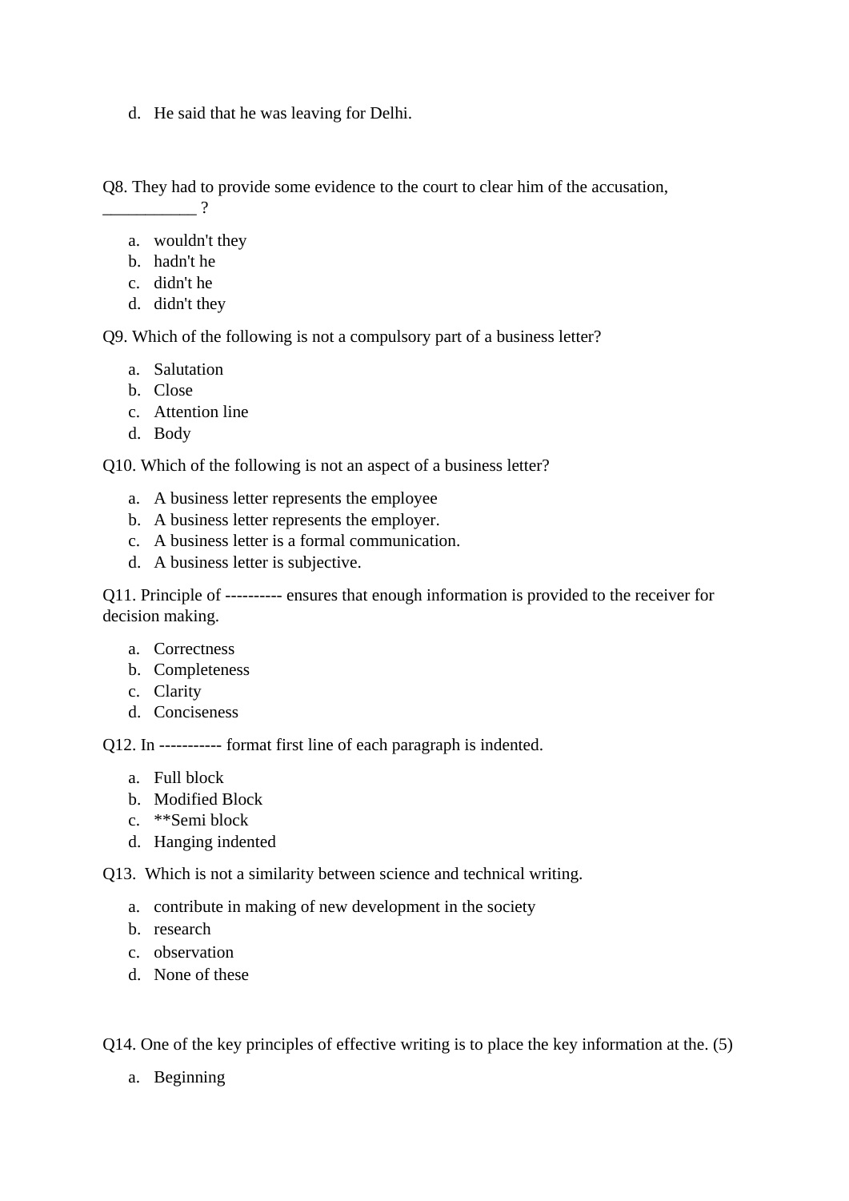d. He said that he was leaving for Delhi.

Q8. They had to provide some evidence to the court to clear him of the accusation, ___________ ?

a. wouldn't they
b. hadn't he
c. didn't he
d. didn't they

Q9. Which of the following is not a compulsory part of a business letter?

a. Salutation
b. Close
c. Attention line
d. Body

Q10. Which of the following is not an aspect of a business letter?

a. A business letter represents the employee
b. A business letter represents the employer.
c. A business letter is a formal communication.
d. A business letter is subjective.

Q11. Principle of ---------- ensures that enough information is provided to the receiver for decision making.

a. Correctness
b. Completeness
c. Clarity
d. Conciseness

Q12. In ----------- format first line of each paragraph is indented.

a. Full block
b. Modified Block
c. **Semi block
d. Hanging indented

Q13. Which is not a similarity between science and technical writing.

a. contribute in making of new development in the society
b. research
c. observation
d. None of these

Q14. One of the key principles of effective writing is to place the key information at the. (5)

a. Beginning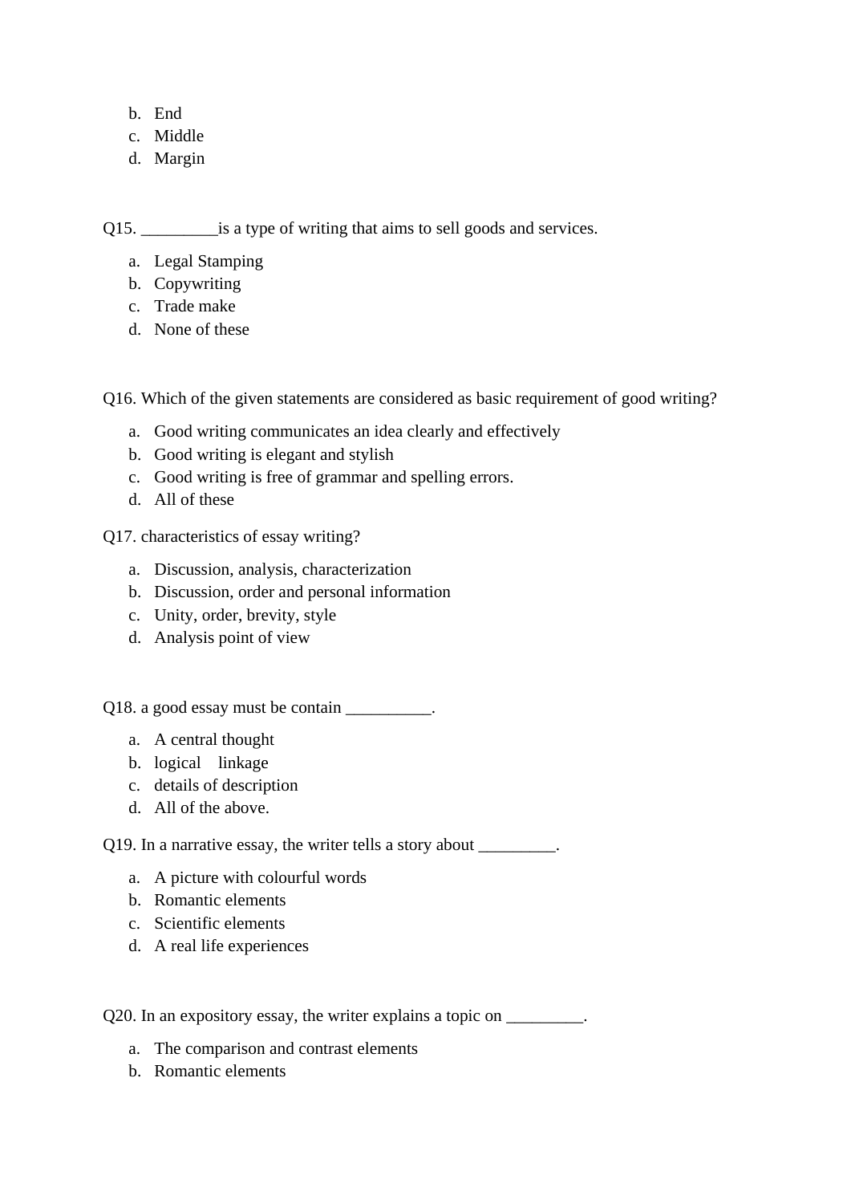b. End
c. Middle
d. Margin

Q15. _________is a type of writing that aims to sell goods and services.

a. Legal Stamping
b. Copywriting
c. Trade make
d. None of these

Q16. Which of the given statements are considered as basic requirement of good writing?

a. Good writing communicates an idea clearly and effectively
b. Good writing is elegant and stylish
c. Good writing is free of grammar and spelling errors.
d. All of these

Q17. characteristics of essay writing?

a. Discussion, analysis, characterization
b. Discussion, order and personal information
c. Unity, order, brevity, style
d. Analysis point of view

Q18. a good essay must be contain __________.

a. A central thought
b. logical linkage
c. details of description
d. All of the above.

Q19. In a narrative essay, the writer tells a story about _________.

a. A picture with colourful words
b. Romantic elements
c. Scientific elements
d. A real life experiences

Q20. In an expository essay, the writer explains a topic on _________.

a. The comparison and contrast elements
b. Romantic elements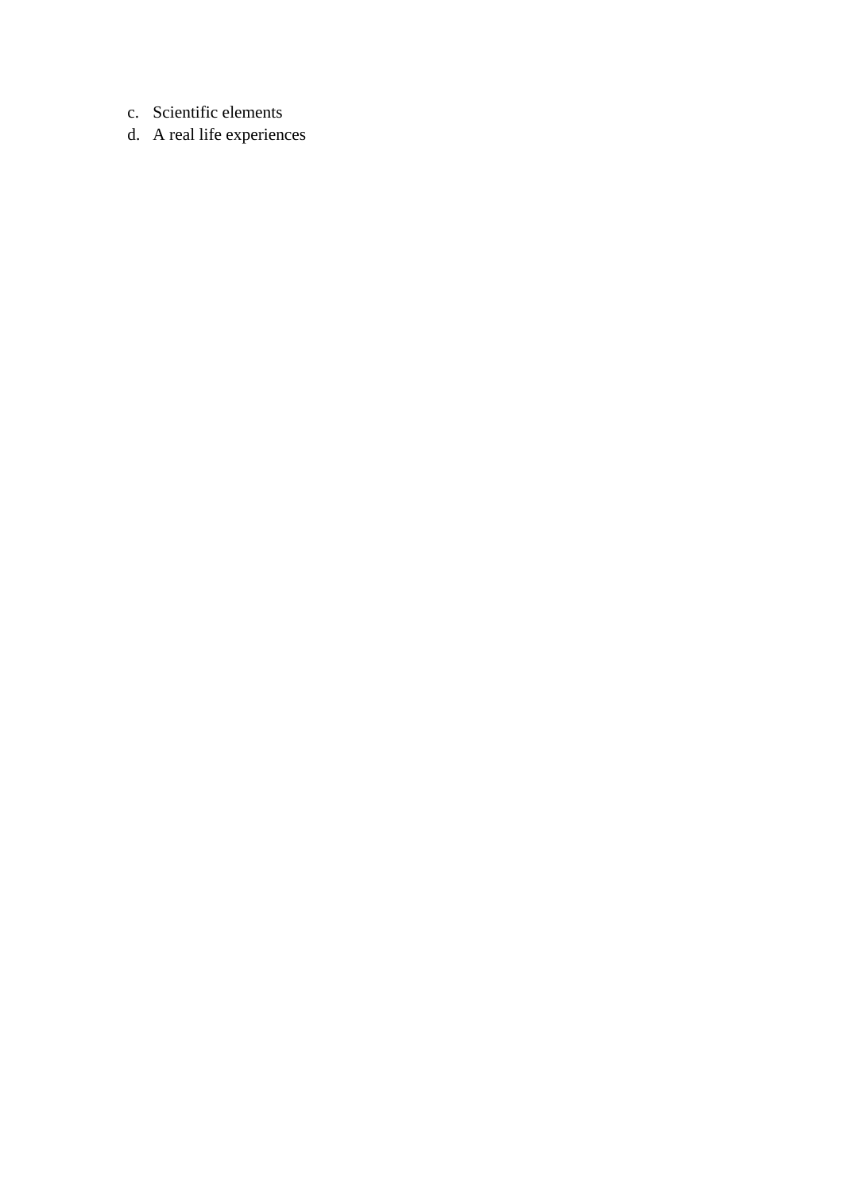c. Scientific elements
d. A real life experiences